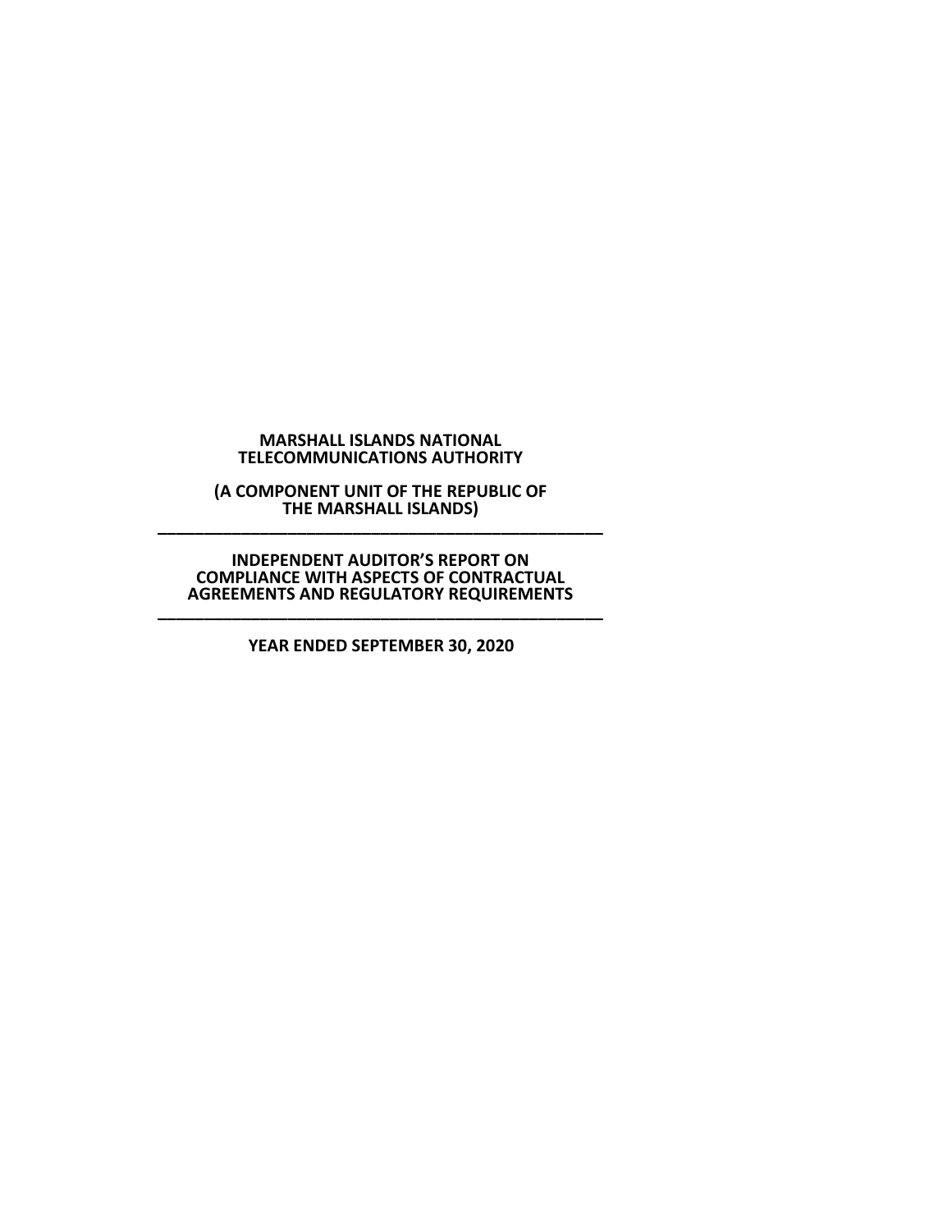**MARSHALL ISLANDS NATIONAL TELECOMMUNICATIONS AUTHORITY**

**(A COMPONENT UNIT OF THE REPUBLIC OF THE MARSHALL ISLANDS)**

---

**INDEPENDENT AUDITOR'S REPORT ON COMPLIANCE WITH ASPECTS OF CONTRACTUAL AGREEMENTS AND REGULATORY REQUIREMENTS**

---

**YEAR ENDED SEPTEMBER 30, 2020**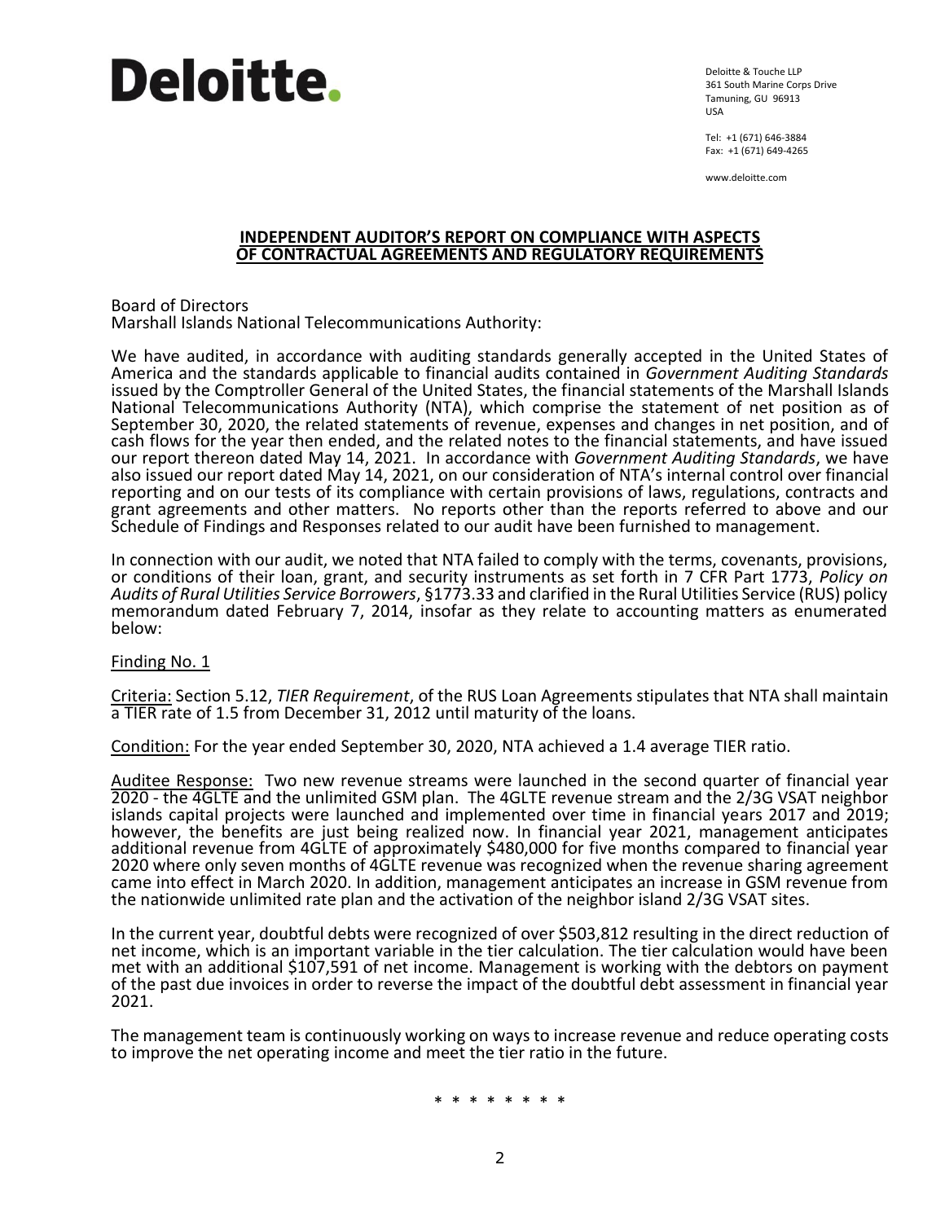**Deloitte.**

Deloitte & Touche LLP
361 South Marine Corps Drive
Tamuning, GU 96913
USA

Tel: +1 (671) 646-3884
Fax: +1 (671) 649-4265

www.deloitte.com

## INDEPENDENT AUDITOR'S REPORT ON COMPLIANCE WITH ASPECTS OF CONTRACTUAL AGREEMENTS AND REGULATORY REQUIREMENTS

Board of Directors
Marshall Islands National Telecommunications Authority:

We have audited, in accordance with auditing standards generally accepted in the United States of America and the standards applicable to financial audits contained in *Government Auditing Standards* issued by the Comptroller General of the United States, the financial statements of the Marshall Islands National Telecommunications Authority (NTA), which comprise the statement of net position as of September 30, 2020, the related statements of revenue, expenses and changes in net position, and of cash flows for the year then ended, and the related notes to the financial statements, and have issued our report thereon dated May 14, 2021. In accordance with *Government Auditing Standards*, we have also issued our report dated May 14, 2021, on our consideration of NTA's internal control over financial reporting and on our tests of its compliance with certain provisions of laws, regulations, contracts and grant agreements and other matters. No reports other than the reports referred to above and our Schedule of Findings and Responses related to our audit have been furnished to management.

In connection with our audit, we noted that NTA failed to comply with the terms, covenants, provisions, or conditions of their loan, grant, and security instruments as set forth in 7 CFR Part 1773, *Policy on Audits of Rural Utilities Service Borrowers*, §1773.33 and clarified in the Rural Utilities Service (RUS) policy memorandum dated February 7, 2014, insofar as they relate to accounting matters as enumerated below:

Finding No. 1

Criteria: Section 5.12, *TIER Requirement*, of the RUS Loan Agreements stipulates that NTA shall maintain a TIER rate of 1.5 from December 31, 2012 until maturity of the loans.

Condition: For the year ended September 30, 2020, NTA achieved a 1.4 average TIER ratio.

Auditee Response: Two new revenue streams were launched in the second quarter of financial year 2020 - the 4GLTE and the unlimited GSM plan. The 4GLTE revenue stream and the 2/3G VSAT neighbor islands capital projects were launched and implemented over time in financial years 2017 and 2019; however, the benefits are just being realized now. In financial year 2021, management anticipates additional revenue from 4GLTE of approximately $480,000 for five months compared to financial year 2020 where only seven months of 4GLTE revenue was recognized when the revenue sharing agreement came into effect in March 2020. In addition, management anticipates an increase in GSM revenue from the nationwide unlimited rate plan and the activation of the neighbor island 2/3G VSAT sites.

In the current year, doubtful debts were recognized of over $503,812 resulting in the direct reduction of net income, which is an important variable in the tier calculation. The tier calculation would have been met with an additional $107,591 of net income. Management is working with the debtors on payment of the past due invoices in order to reverse the impact of the doubtful debt assessment in financial year 2021.

The management team is continuously working on ways to increase revenue and reduce operating costs to improve the net operating income and meet the tier ratio in the future.

\* \* \* \* \* \* \* \*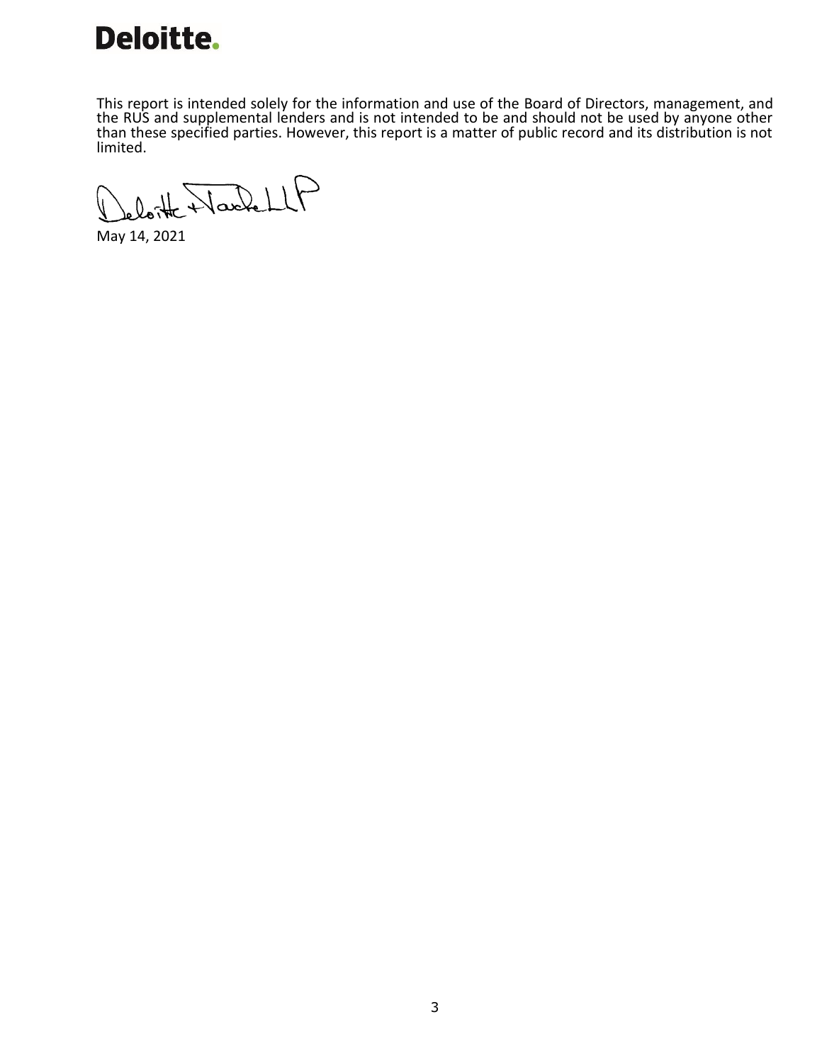# Deloitte.

This report is intended solely for the information and use of the Board of Directors, management, and the RUS and supplemental lenders and is not intended to be and should not be used by anyone other than these specified parties. However, this report is a matter of public record and its distribution is not limited.

Deloitte & Touche LLP

May 14, 2021